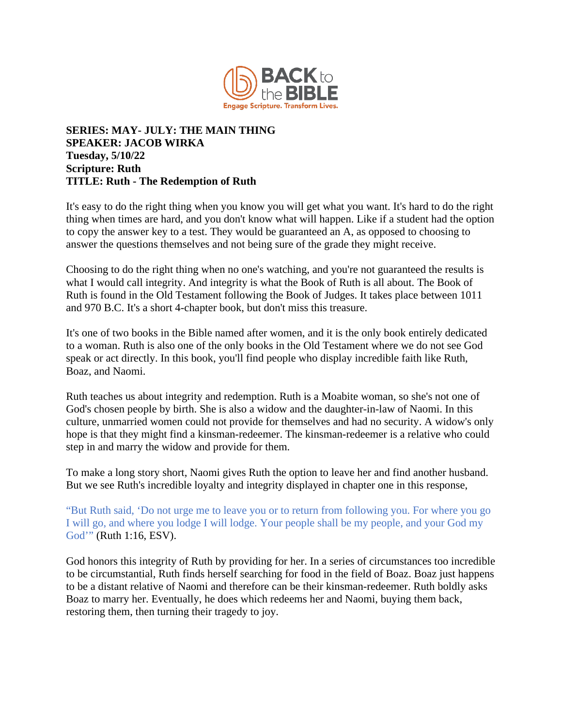**SERIES: MAY- JULY: THE MAIN THING**
**SPEAKER: JACOB WIRKA**
**Tuesday, 5/10/22**
**Scripture: Ruth**
**TITLE: Ruth - The Redemption of Ruth**

It's easy to do the right thing when you know you will get what you want. It's hard to do the right thing when times are hard, and you don't know what will happen. Like if a student had the option to copy the answer key to a test. They would be guaranteed an A, as opposed to choosing to answer the questions themselves and not being sure of the grade they might receive.

Choosing to do the right thing when no one's watching, and you're not guaranteed the results is what I would call integrity. And integrity is what the Book of Ruth is all about. The Book of Ruth is found in the Old Testament following the Book of Judges. It takes place between 1011 and 970 B.C. It's a short 4-chapter book, but don't miss this treasure.

It's one of two books in the Bible named after women, and it is the only book entirely dedicated to a woman. Ruth is also one of the only books in the Old Testament where we do not see God speak or act directly. In this book, you'll find people who display incredible faith like Ruth, Boaz, and Naomi.

Ruth teaches us about integrity and redemption. Ruth is a Moabite woman, so she's not one of God's chosen people by birth. She is also a widow and the daughter-in-law of Naomi. In this culture, unmarried women could not provide for themselves and had no security. A widow's only hope is that they might find a kinsman-redeemer. The kinsman-redeemer is a relative who could step in and marry the widow and provide for them.

To make a long story short, Naomi gives Ruth the option to leave her and find another husband. But we see Ruth's incredible loyalty and integrity displayed in chapter one in this response,

"But Ruth said, 'Do not urge me to leave you or to return from following you. For where you go I will go, and where you lodge I will lodge. Your people shall be my people, and your God my God'" (Ruth 1:16, ESV).

God honors this integrity of Ruth by providing for her. In a series of circumstances too incredible to be circumstantial, Ruth finds herself searching for food in the field of Boaz. Boaz just happens to be a distant relative of Naomi and therefore can be their kinsman-redeemer. Ruth boldly asks Boaz to marry her. Eventually, he does which redeems her and Naomi, buying them back, restoring them, then turning their tragedy to joy.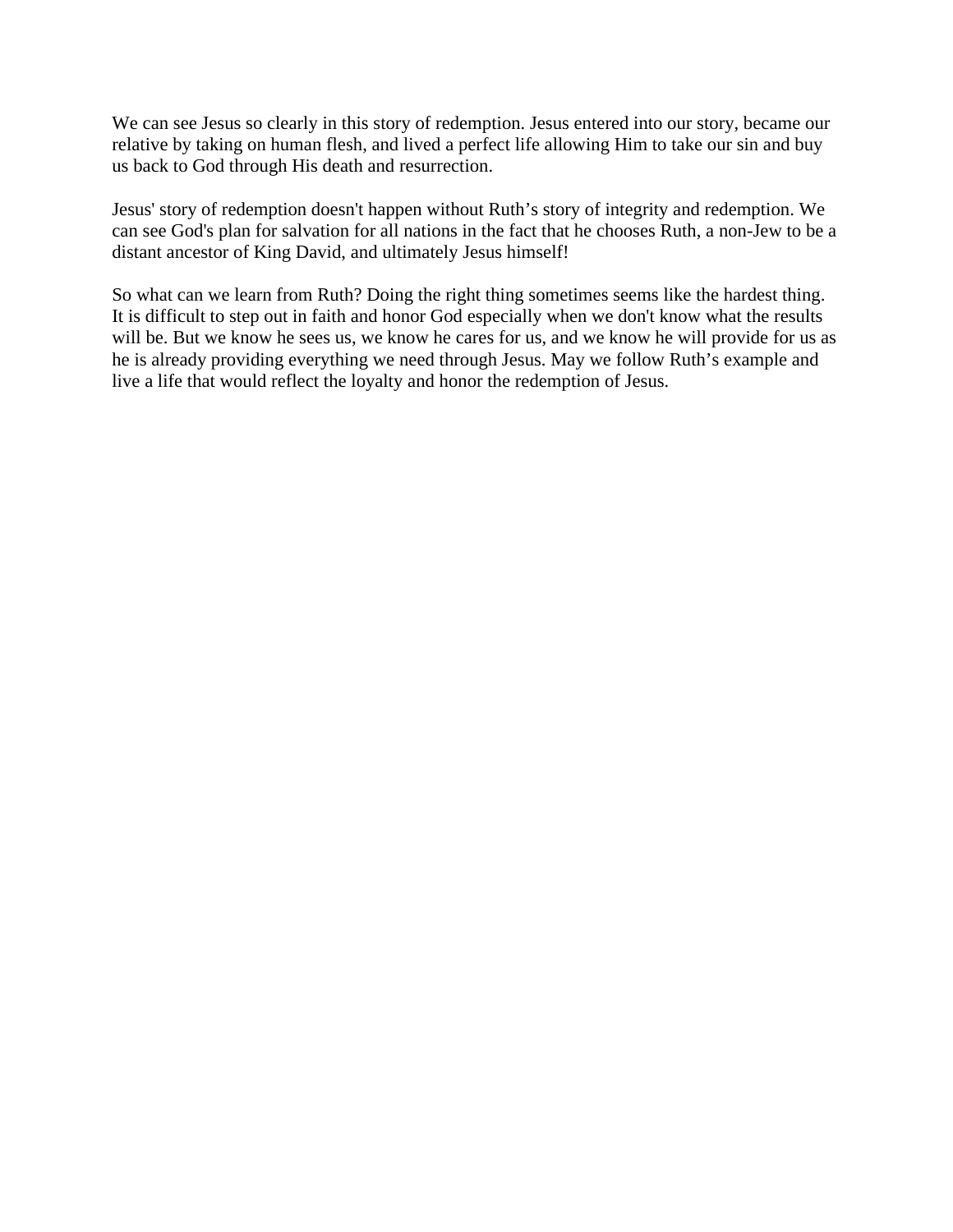We can see Jesus so clearly in this story of redemption. Jesus entered into our story, became our relative by taking on human flesh, and lived a perfect life allowing Him to take our sin and buy us back to God through His death and resurrection.

Jesus' story of redemption doesn't happen without Ruth’s story of integrity and redemption. We can see God's plan for salvation for all nations in the fact that he chooses Ruth, a non-Jew to be a distant ancestor of King David, and ultimately Jesus himself!

So what can we learn from Ruth? Doing the right thing sometimes seems like the hardest thing. It is difficult to step out in faith and honor God especially when we don't know what the results will be. But we know he sees us, we know he cares for us, and we know he will provide for us as he is already providing everything we need through Jesus. May we follow Ruth’s example and live a life that would reflect the loyalty and honor the redemption of Jesus.